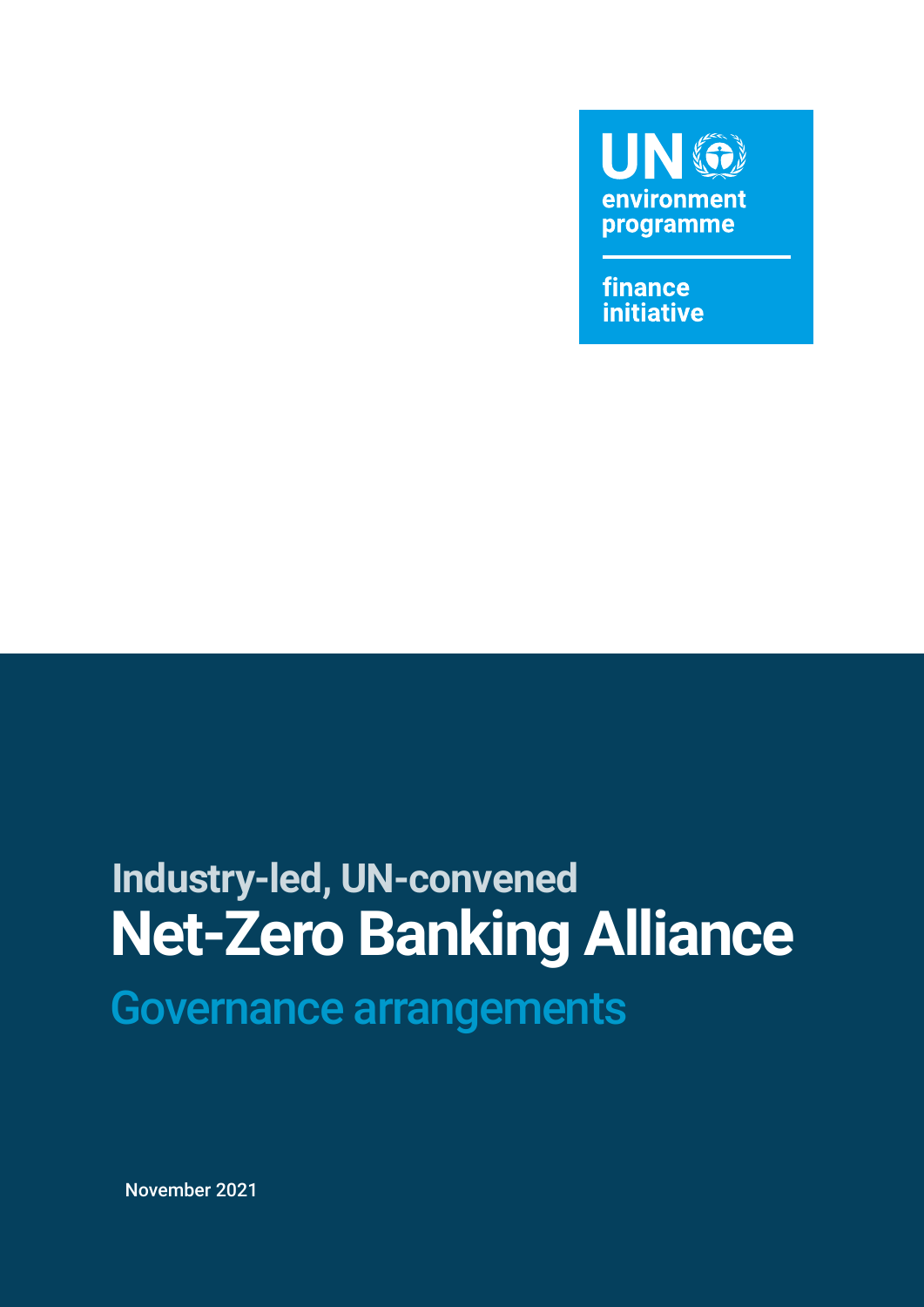UN environment programme

finance initiative

Industry-led, UN-convened

# Net-Zero Banking Alliance

## Governance arrangements

November 2021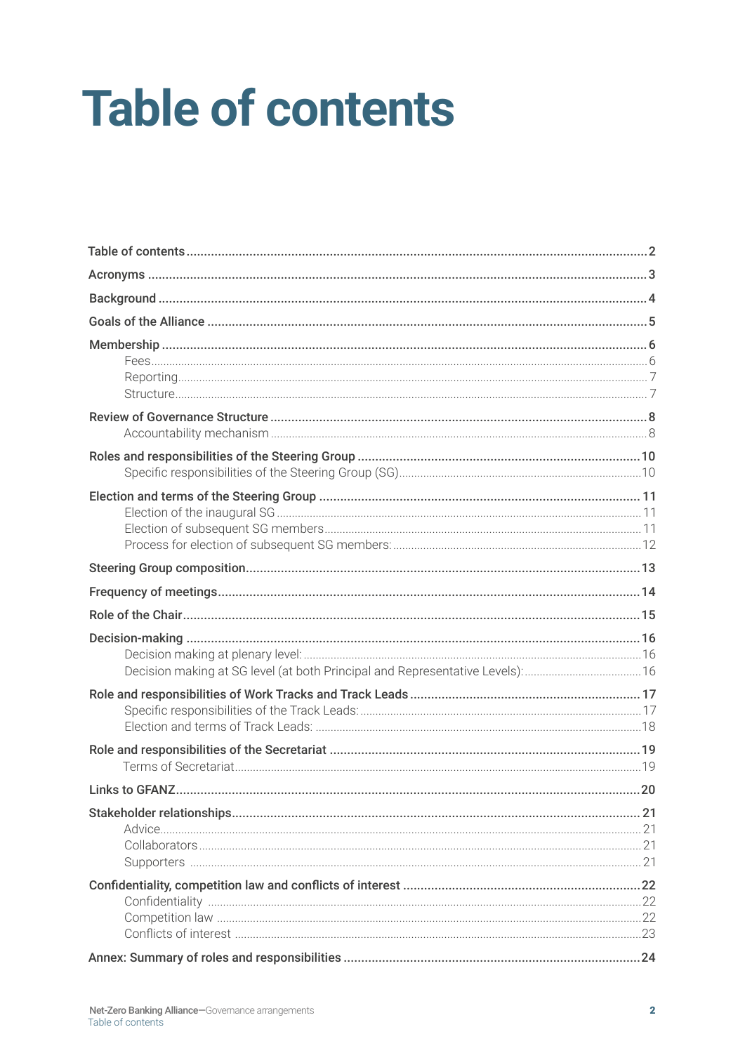# Table of contents

- **Table of contents** ..... 2
- **Acronyms** ..... 3
- **Background** ..... 4
- **Goals of the Alliance** ..... 5
- **Membership** ..... 6
  - Fees ..... 6
  - Reporting ..... 7
  - Structure ..... 7
- **Review of Governance Structure** ..... 8
  - Accountability mechanism ..... 8
- **Roles and responsibilities of the Steering Group** ..... 10
  - Specific responsibilities of the Steering Group (SG) ..... 10
- **Election and terms of the Steering Group** ..... 11
  - Election of the inaugural SG ..... 11
  - Election of subsequent SG members ..... 11
  - Process for election of subsequent SG members: ..... 12
- **Steering Group composition** ..... 13
- **Frequency of meetings** ..... 14
- **Role of the Chair** ..... 15
- **Decision-making** ..... 16
  - Decision making at plenary level: ..... 16
  - Decision making at SG level (at both Principal and Representative Levels): ..... 16
- **Role and responsibilities of Work Tracks and Track Leads** ..... 17
  - Specific responsibilities of the Track Leads: ..... 17
  - Election and terms of Track Leads: ..... 18
- **Role and responsibilities of the Secretariat** ..... 19
  - Terms of Secretariat ..... 19
- **Links to GFANZ** ..... 20
- **Stakeholder relationships** ..... 21
  - Advice ..... 21
  - Collaborators ..... 21
  - Supporters ..... 21
- **Confidentiality, competition law and conflicts of interest** ..... 22
  - Confidentiality ..... 22
  - Competition law ..... 22
  - Conflicts of interest ..... 23
- **Annex: Summary of roles and responsibilities** ..... 24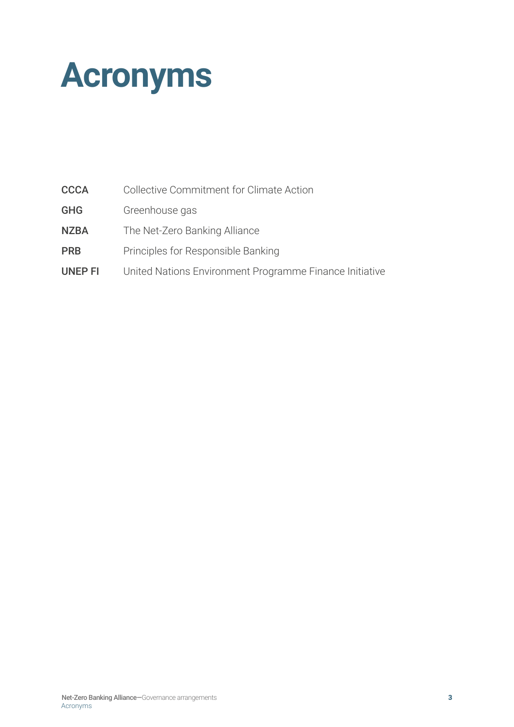# Acronyms

| | |
|---|---|
| **CCCA** | Collective Commitment for Climate Action |
| **GHG** | Greenhouse gas |
| **NZBA** | The Net-Zero Banking Alliance |
| **PRB** | Principles for Responsible Banking |
| **UNEP FI** | United Nations Environment Programme Finance Initiative |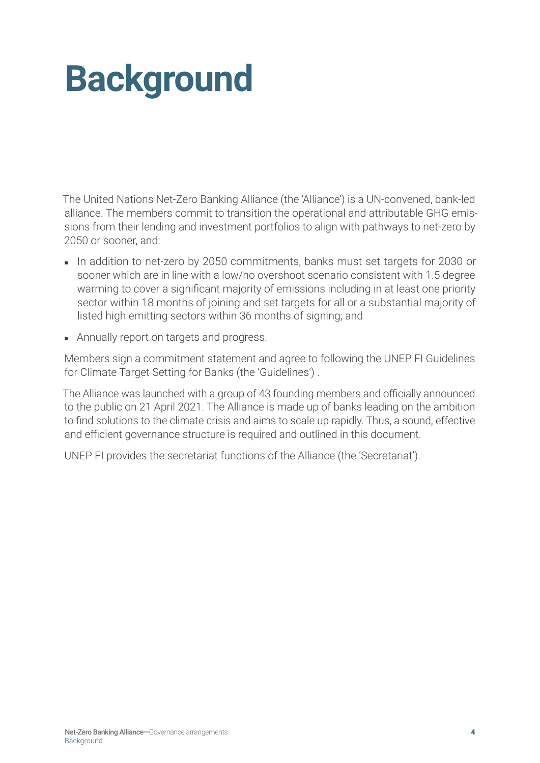# Background

The United Nations Net-Zero Banking Alliance (the 'Alliance') is a UN-convened, bank-led alliance. The members commit to transition the operational and attributable GHG emissions from their lending and investment portfolios to align with pathways to net-zero by 2050 or sooner, and:

- In addition to net-zero by 2050 commitments, banks must set targets for 2030 or sooner which are in line with a low/no overshoot scenario consistent with 1.5 degree warming to cover a significant majority of emissions including in at least one priority sector within 18 months of joining and set targets for all or a substantial majority of listed high emitting sectors within 36 months of signing; and
- Annually report on targets and progress.

Members sign a commitment statement and agree to following the UNEP FI Guidelines for Climate Target Setting for Banks (the 'Guidelines') .

The Alliance was launched with a group of 43 founding members and officially announced to the public on 21 April 2021. The Alliance is made up of banks leading on the ambition to find solutions to the climate crisis and aims to scale up rapidly. Thus, a sound, effective and efficient governance structure is required and outlined in this document.

UNEP FI provides the secretariat functions of the Alliance (the 'Secretariat').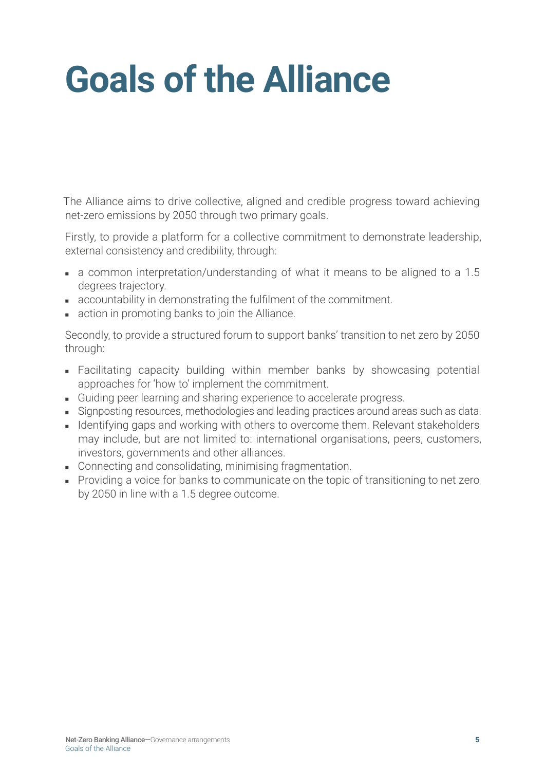# Goals of the Alliance

The Alliance aims to drive collective, aligned and credible progress toward achieving net-zero emissions by 2050 through two primary goals.

Firstly, to provide a platform for a collective commitment to demonstrate leadership, external consistency and credibility, through:

- a common interpretation/understanding of what it means to be aligned to a 1.5 degrees trajectory.
- accountability in demonstrating the fulfilment of the commitment.
- action in promoting banks to join the Alliance.

Secondly, to provide a structured forum to support banks' transition to net zero by 2050 through:

- Facilitating capacity building within member banks by showcasing potential approaches for 'how to' implement the commitment.
- Guiding peer learning and sharing experience to accelerate progress.
- Signposting resources, methodologies and leading practices around areas such as data.
- Identifying gaps and working with others to overcome them. Relevant stakeholders may include, but are not limited to: international organisations, peers, customers, investors, governments and other alliances.
- Connecting and consolidating, minimising fragmentation.
- Providing a voice for banks to communicate on the topic of transitioning to net zero by 2050 in line with a 1.5 degree outcome.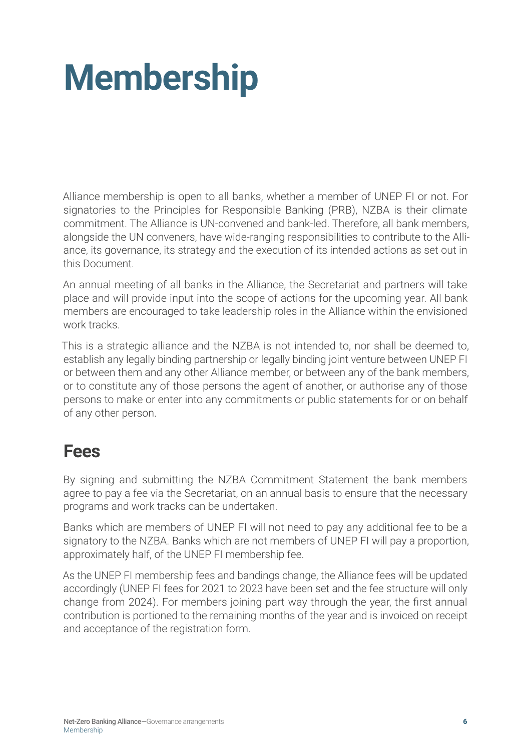# Membership

Alliance membership is open to all banks, whether a member of UNEP FI or not. For signatories to the Principles for Responsible Banking (PRB), NZBA is their climate commitment. The Alliance is UN-convened and bank-led. Therefore, all bank members, alongside the UN conveners, have wide-ranging responsibilities to contribute to the Alliance, its governance, its strategy and the execution of its intended actions as set out in this Document.

An annual meeting of all banks in the Alliance, the Secretariat and partners will take place and will provide input into the scope of actions for the upcoming year. All bank members are encouraged to take leadership roles in the Alliance within the envisioned work tracks.

This is a strategic alliance and the NZBA is not intended to, nor shall be deemed to, establish any legally binding partnership or legally binding joint venture between UNEP FI or between them and any other Alliance member, or between any of the bank members, or to constitute any of those persons the agent of another, or authorise any of those persons to make or enter into any commitments or public statements for or on behalf of any other person.

## Fees

By signing and submitting the NZBA Commitment Statement the bank members agree to pay a fee via the Secretariat, on an annual basis to ensure that the necessary programs and work tracks can be undertaken.

Banks which are members of UNEP FI will not need to pay any additional fee to be a signatory to the NZBA. Banks which are not members of UNEP FI will pay a proportion, approximately half, of the UNEP FI membership fee.

As the UNEP FI membership fees and bandings change, the Alliance fees will be updated accordingly (UNEP FI fees for 2021 to 2023 have been set and the fee structure will only change from 2024). For members joining part way through the year, the first annual contribution is portioned to the remaining months of the year and is invoiced on receipt and acceptance of the registration form.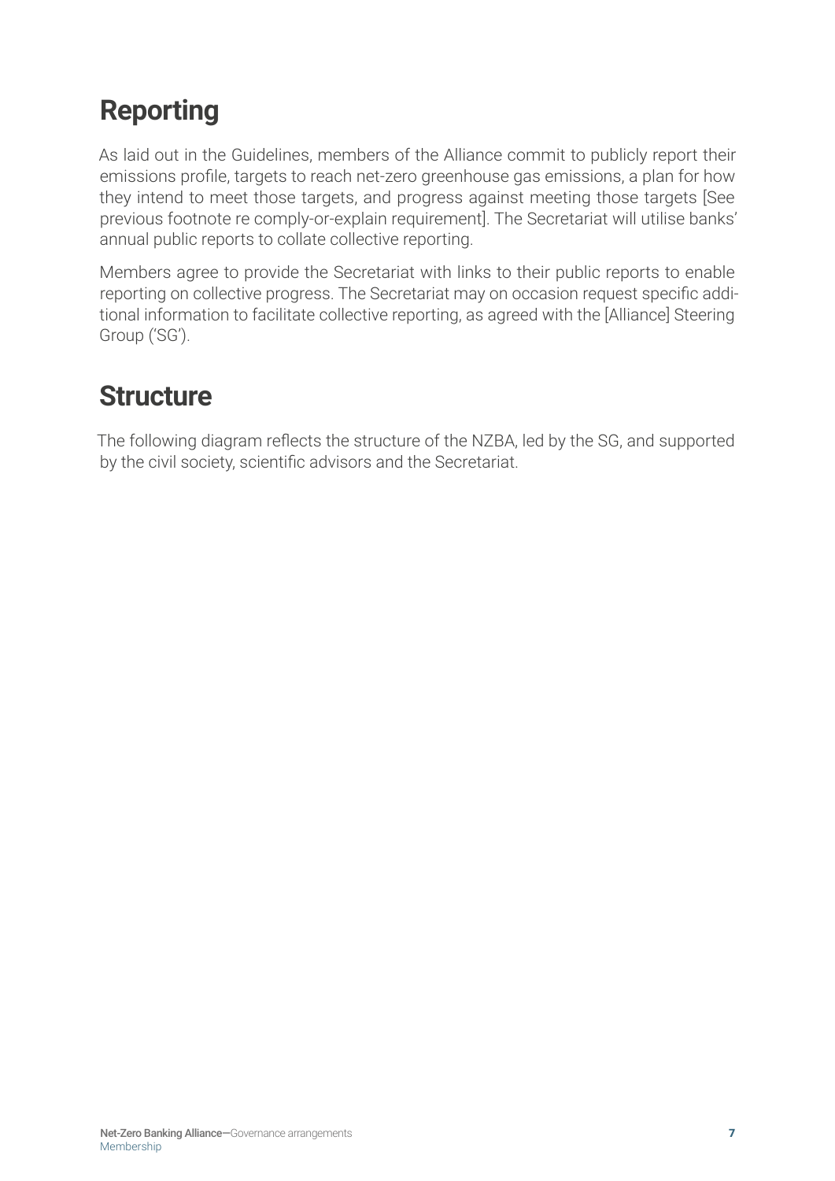## Reporting

As laid out in the Guidelines, members of the Alliance commit to publicly report their emissions profile, targets to reach net-zero greenhouse gas emissions, a plan for how they intend to meet those targets, and progress against meeting those targets [See previous footnote re comply-or-explain requirement]. The Secretariat will utilise banks' annual public reports to collate collective reporting.

Members agree to provide the Secretariat with links to their public reports to enable reporting on collective progress. The Secretariat may on occasion request specific additional information to facilitate collective reporting, as agreed with the [Alliance] Steering Group ('SG').

## Structure

The following diagram reflects the structure of the NZBA, led by the SG, and supported by the civil society, scientific advisors and the Secretariat.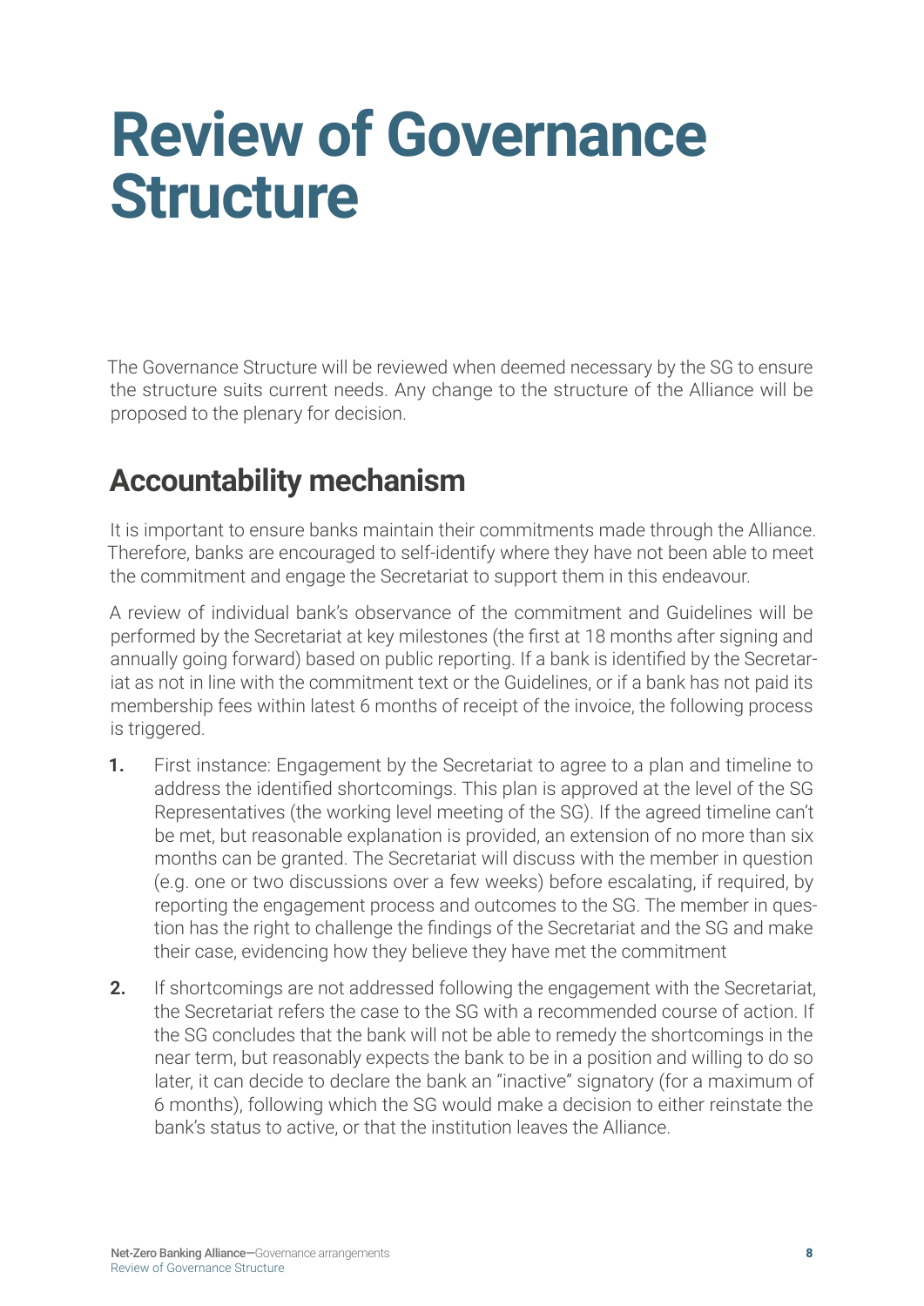# Review of Governance Structure

The Governance Structure will be reviewed when deemed necessary by the SG to ensure the structure suits current needs. Any change to the structure of the Alliance will be proposed to the plenary for decision.

## Accountability mechanism

It is important to ensure banks maintain their commitments made through the Alliance. Therefore, banks are encouraged to self-identify where they have not been able to meet the commitment and engage the Secretariat to support them in this endeavour.

A review of individual bank's observance of the commitment and Guidelines will be performed by the Secretariat at key milestones (the first at 18 months after signing and annually going forward) based on public reporting. If a bank is identified by the Secretariat as not in line with the commitment text or the Guidelines, or if a bank has not paid its membership fees within latest 6 months of receipt of the invoice, the following process is triggered.

1. First instance: Engagement by the Secretariat to agree to a plan and timeline to address the identified shortcomings. This plan is approved at the level of the SG Representatives (the working level meeting of the SG). If the agreed timeline can't be met, but reasonable explanation is provided, an extension of no more than six months can be granted. The Secretariat will discuss with the member in question (e.g. one or two discussions over a few weeks) before escalating, if required, by reporting the engagement process and outcomes to the SG. The member in question has the right to challenge the findings of the Secretariat and the SG and make their case, evidencing how they believe they have met the commitment

2. If shortcomings are not addressed following the engagement with the Secretariat, the Secretariat refers the case to the SG with a recommended course of action. If the SG concludes that the bank will not be able to remedy the shortcomings in the near term, but reasonably expects the bank to be in a position and willing to do so later, it can decide to declare the bank an "inactive" signatory (for a maximum of 6 months), following which the SG would make a decision to either reinstate the bank's status to active, or that the institution leaves the Alliance.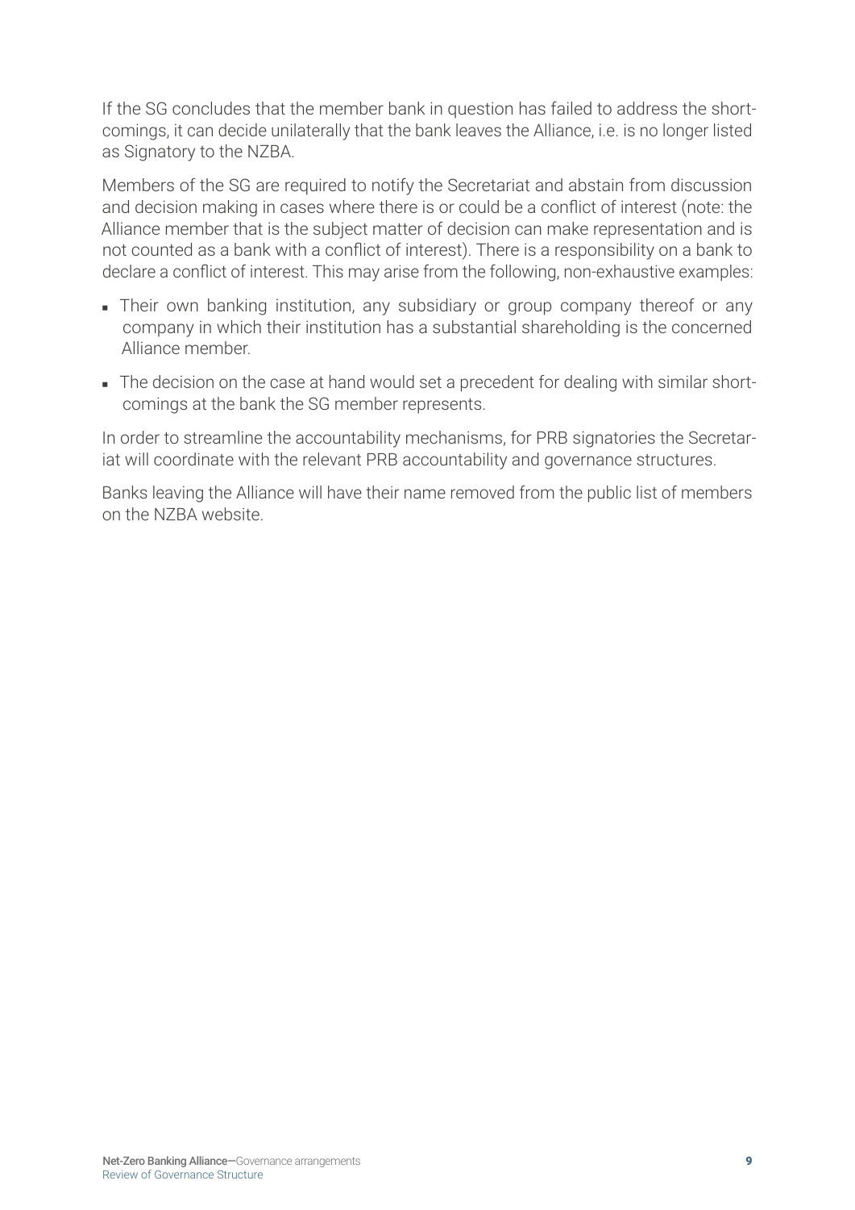If the SG concludes that the member bank in question has failed to address the shortcomings, it can decide unilaterally that the bank leaves the Alliance, i.e. is no longer listed as Signatory to the NZBA.

Members of the SG are required to notify the Secretariat and abstain from discussion and decision making in cases where there is or could be a conflict of interest (note: the Alliance member that is the subject matter of decision can make representation and is not counted as a bank with a conflict of interest). There is a responsibility on a bank to declare a conflict of interest. This may arise from the following, non-exhaustive examples:

- Their own banking institution, any subsidiary or group company thereof or any company in which their institution has a substantial shareholding is the concerned Alliance member.
- The decision on the case at hand would set a precedent for dealing with similar shortcomings at the bank the SG member represents.

In order to streamline the accountability mechanisms, for PRB signatories the Secretariat will coordinate with the relevant PRB accountability and governance structures.

Banks leaving the Alliance will have their name removed from the public list of members on the NZBA website.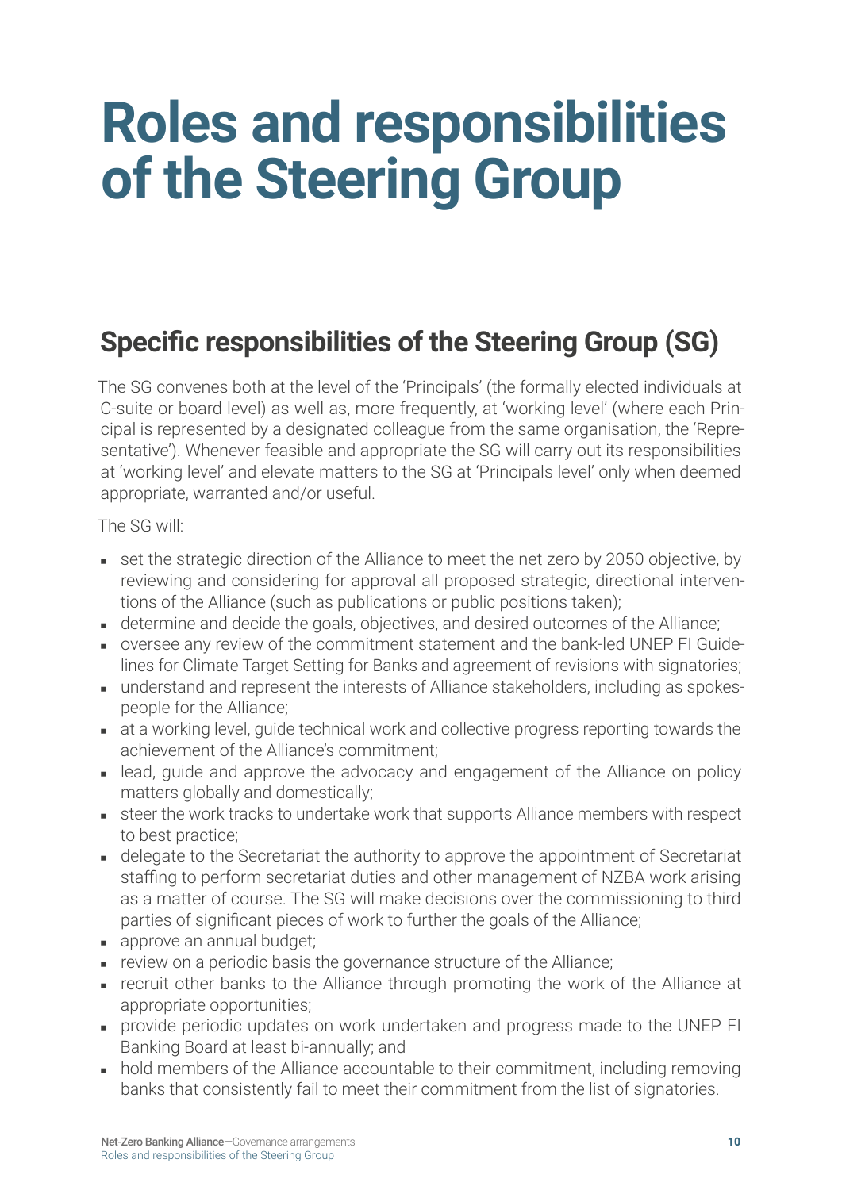# Roles and responsibilities of the Steering Group

## Specific responsibilities of the Steering Group (SG)

The SG convenes both at the level of the 'Principals' (the formally elected individuals at C-suite or board level) as well as, more frequently, at 'working level' (where each Principal is represented by a designated colleague from the same organisation, the 'Representative'). Whenever feasible and appropriate the SG will carry out its responsibilities at 'working level' and elevate matters to the SG at 'Principals level' only when deemed appropriate, warranted and/or useful.

The SG will:

- set the strategic direction of the Alliance to meet the net zero by 2050 objective, by reviewing and considering for approval all proposed strategic, directional interventions of the Alliance (such as publications or public positions taken);
- determine and decide the goals, objectives, and desired outcomes of the Alliance;
- oversee any review of the commitment statement and the bank-led UNEP FI Guidelines for Climate Target Setting for Banks and agreement of revisions with signatories;
- understand and represent the interests of Alliance stakeholders, including as spokespeople for the Alliance;
- at a working level, guide technical work and collective progress reporting towards the achievement of the Alliance's commitment;
- lead, guide and approve the advocacy and engagement of the Alliance on policy matters globally and domestically;
- steer the work tracks to undertake work that supports Alliance members with respect to best practice;
- delegate to the Secretariat the authority to approve the appointment of Secretariat staffing to perform secretariat duties and other management of NZBA work arising as a matter of course. The SG will make decisions over the commissioning to third parties of significant pieces of work to further the goals of the Alliance;
- approve an annual budget;
- review on a periodic basis the governance structure of the Alliance;
- recruit other banks to the Alliance through promoting the work of the Alliance at appropriate opportunities;
- provide periodic updates on work undertaken and progress made to the UNEP FI Banking Board at least bi-annually; and
- hold members of the Alliance accountable to their commitment, including removing banks that consistently fail to meet their commitment from the list of signatories.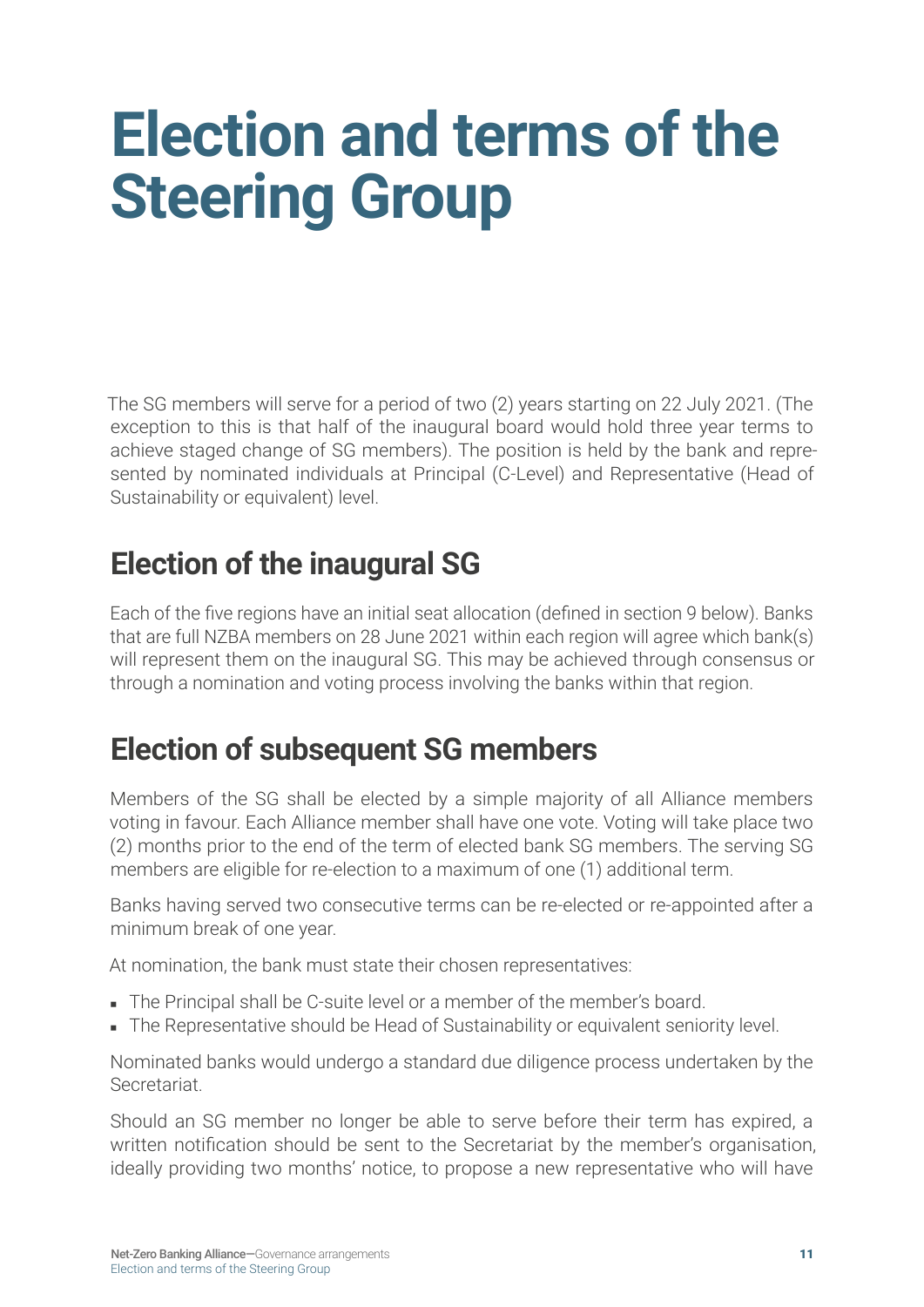# Election and terms of the Steering Group

The SG members will serve for a period of two (2) years starting on 22 July 2021. (The exception to this is that half of the inaugural board would hold three year terms to achieve staged change of SG members). The position is held by the bank and represented by nominated individuals at Principal (C-Level) and Representative (Head of Sustainability or equivalent) level.

## Election of the inaugural SG

Each of the five regions have an initial seat allocation (defined in section 9 below). Banks that are full NZBA members on 28 June 2021 within each region will agree which bank(s) will represent them on the inaugural SG. This may be achieved through consensus or through a nomination and voting process involving the banks within that region.

## Election of subsequent SG members

Members of the SG shall be elected by a simple majority of all Alliance members voting in favour. Each Alliance member shall have one vote. Voting will take place two (2) months prior to the end of the term of elected bank SG members. The serving SG members are eligible for re-election to a maximum of one (1) additional term.

Banks having served two consecutive terms can be re-elected or re-appointed after a minimum break of one year.

At nomination, the bank must state their chosen representatives:

- The Principal shall be C-suite level or a member of the member's board.
- The Representative should be Head of Sustainability or equivalent seniority level.

Nominated banks would undergo a standard due diligence process undertaken by the Secretariat.

Should an SG member no longer be able to serve before their term has expired, a written notification should be sent to the Secretariat by the member's organisation, ideally providing two months' notice, to propose a new representative who will have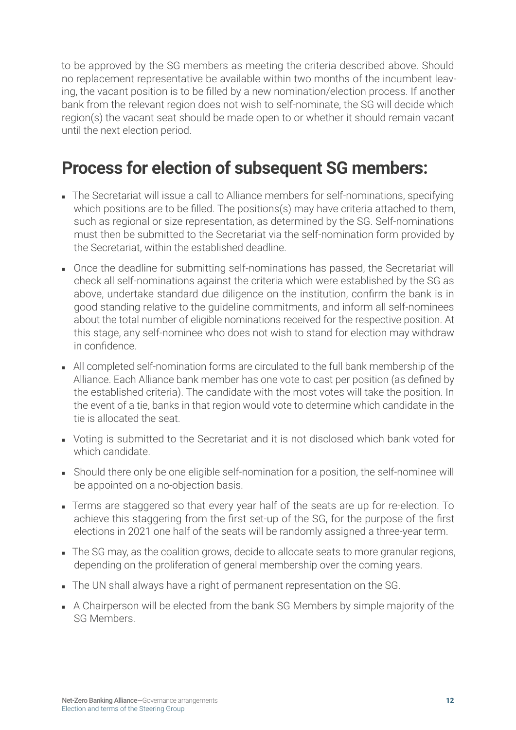to be approved by the SG members as meeting the criteria described above. Should no replacement representative be available within two months of the incumbent leaving, the vacant position is to be filled by a new nomination/election process. If another bank from the relevant region does not wish to self-nominate, the SG will decide which region(s) the vacant seat should be made open to or whether it should remain vacant until the next election period.

## Process for election of subsequent SG members:

- The Secretariat will issue a call to Alliance members for self-nominations, specifying which positions are to be filled. The positions(s) may have criteria attached to them, such as regional or size representation, as determined by the SG. Self-nominations must then be submitted to the Secretariat via the self-nomination form provided by the Secretariat, within the established deadline.
- Once the deadline for submitting self-nominations has passed, the Secretariat will check all self-nominations against the criteria which were established by the SG as above, undertake standard due diligence on the institution, confirm the bank is in good standing relative to the guideline commitments, and inform all self-nominees about the total number of eligible nominations received for the respective position. At this stage, any self-nominee who does not wish to stand for election may withdraw in confidence.
- All completed self-nomination forms are circulated to the full bank membership of the Alliance. Each Alliance bank member has one vote to cast per position (as defined by the established criteria). The candidate with the most votes will take the position. In the event of a tie, banks in that region would vote to determine which candidate in the tie is allocated the seat.
- Voting is submitted to the Secretariat and it is not disclosed which bank voted for which candidate.
- Should there only be one eligible self-nomination for a position, the self-nominee will be appointed on a no-objection basis.
- Terms are staggered so that every year half of the seats are up for re-election. To achieve this staggering from the first set-up of the SG, for the purpose of the first elections in 2021 one half of the seats will be randomly assigned a three-year term.
- The SG may, as the coalition grows, decide to allocate seats to more granular regions, depending on the proliferation of general membership over the coming years.
- The UN shall always have a right of permanent representation on the SG.
- A Chairperson will be elected from the bank SG Members by simple majority of the SG Members.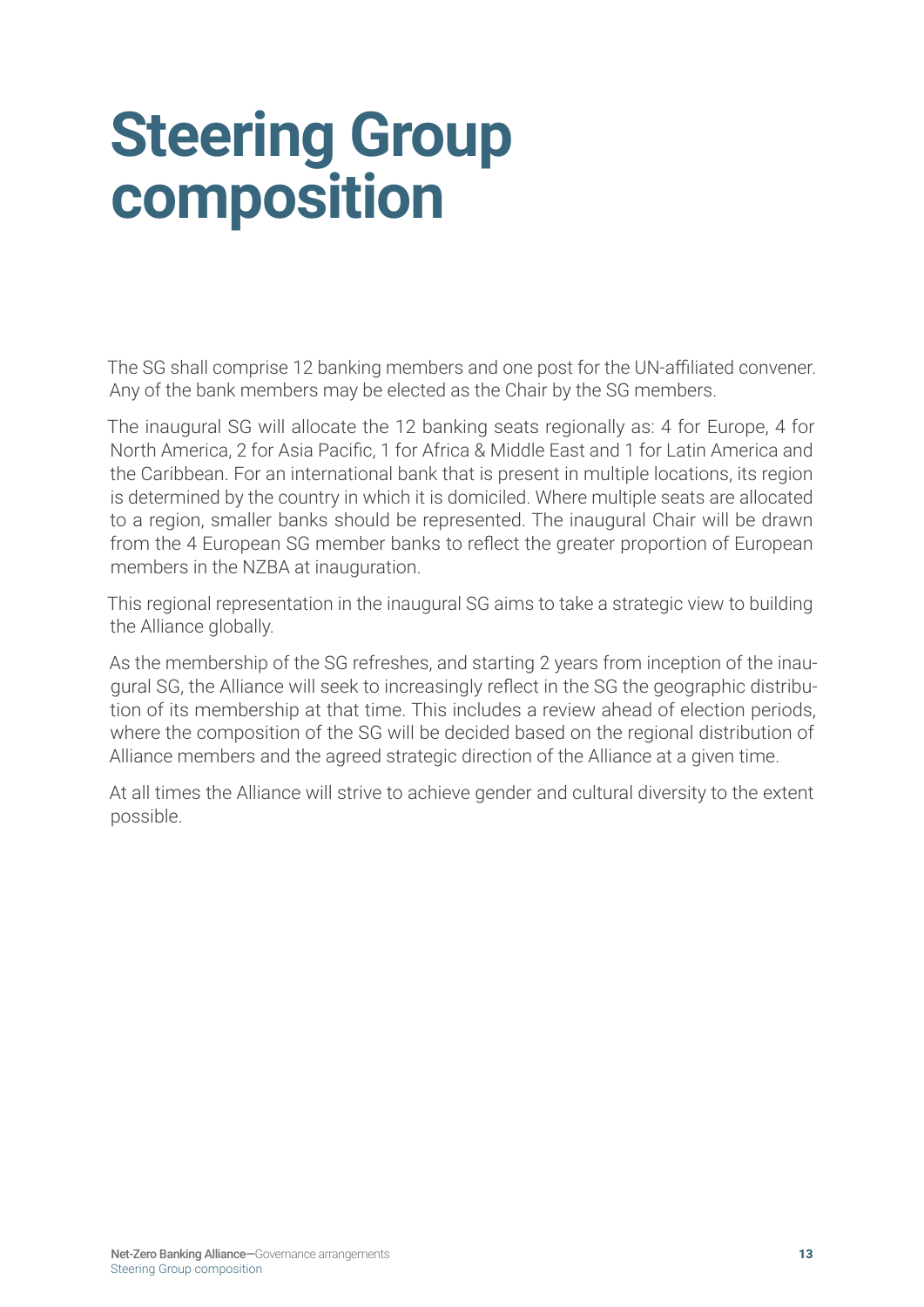# Steering Group composition

The SG shall comprise 12 banking members and one post for the UN-affiliated convener. Any of the bank members may be elected as the Chair by the SG members.

The inaugural SG will allocate the 12 banking seats regionally as: 4 for Europe, 4 for North America, 2 for Asia Pacific, 1 for Africa & Middle East and 1 for Latin America and the Caribbean. For an international bank that is present in multiple locations, its region is determined by the country in which it is domiciled. Where multiple seats are allocated to a region, smaller banks should be represented. The inaugural Chair will be drawn from the 4 European SG member banks to reflect the greater proportion of European members in the NZBA at inauguration.

This regional representation in the inaugural SG aims to take a strategic view to building the Alliance globally.

As the membership of the SG refreshes, and starting 2 years from inception of the inaugural SG, the Alliance will seek to increasingly reflect in the SG the geographic distribution of its membership at that time. This includes a review ahead of election periods, where the composition of the SG will be decided based on the regional distribution of Alliance members and the agreed strategic direction of the Alliance at a given time.

At all times the Alliance will strive to achieve gender and cultural diversity to the extent possible.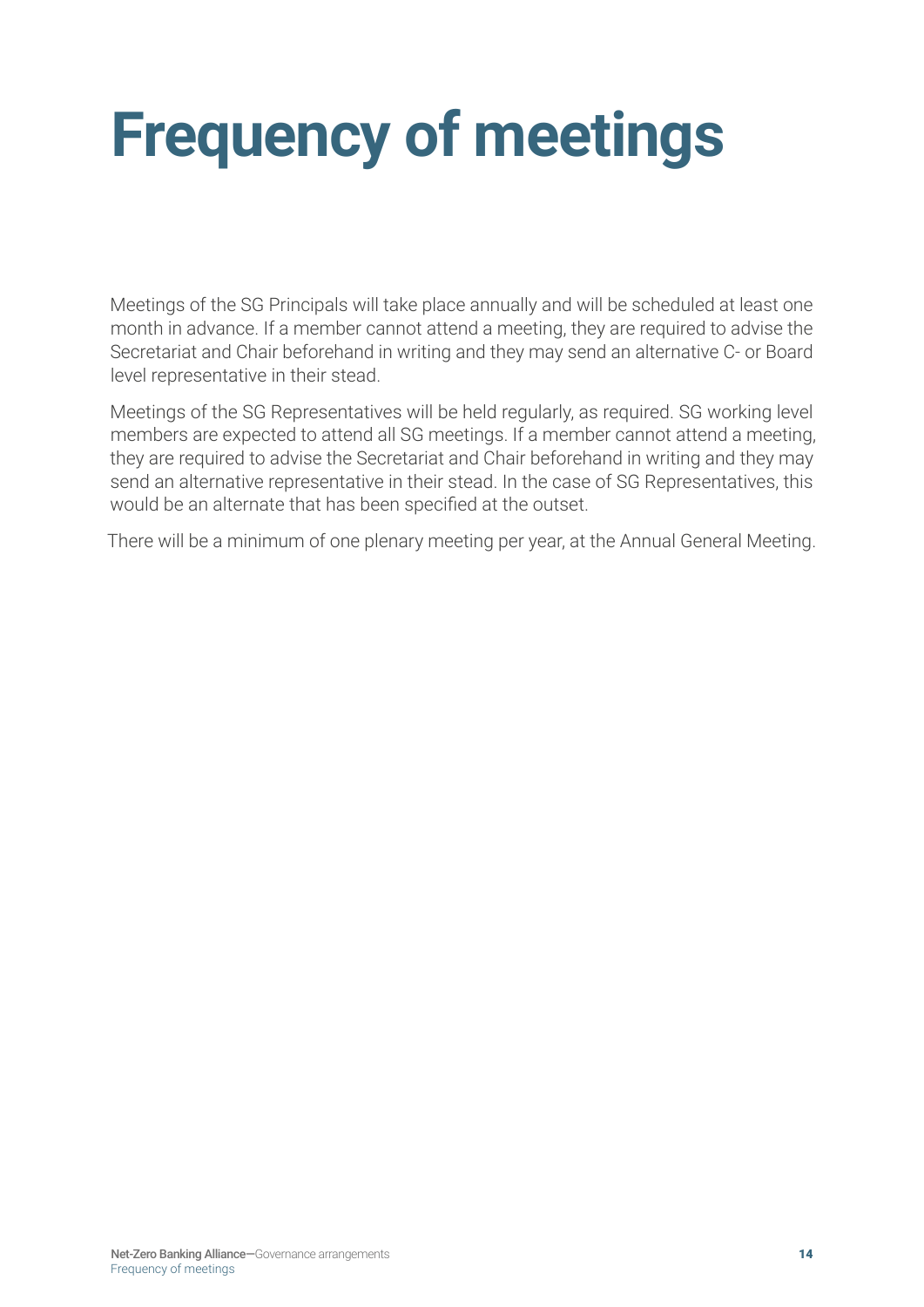# Frequency of meetings

Meetings of the SG Principals will take place annually and will be scheduled at least one month in advance. If a member cannot attend a meeting, they are required to advise the Secretariat and Chair beforehand in writing and they may send an alternative C- or Board level representative in their stead.

Meetings of the SG Representatives will be held regularly, as required. SG working level members are expected to attend all SG meetings. If a member cannot attend a meeting, they are required to advise the Secretariat and Chair beforehand in writing and they may send an alternative representative in their stead. In the case of SG Representatives, this would be an alternate that has been specified at the outset.

There will be a minimum of one plenary meeting per year, at the Annual General Meeting.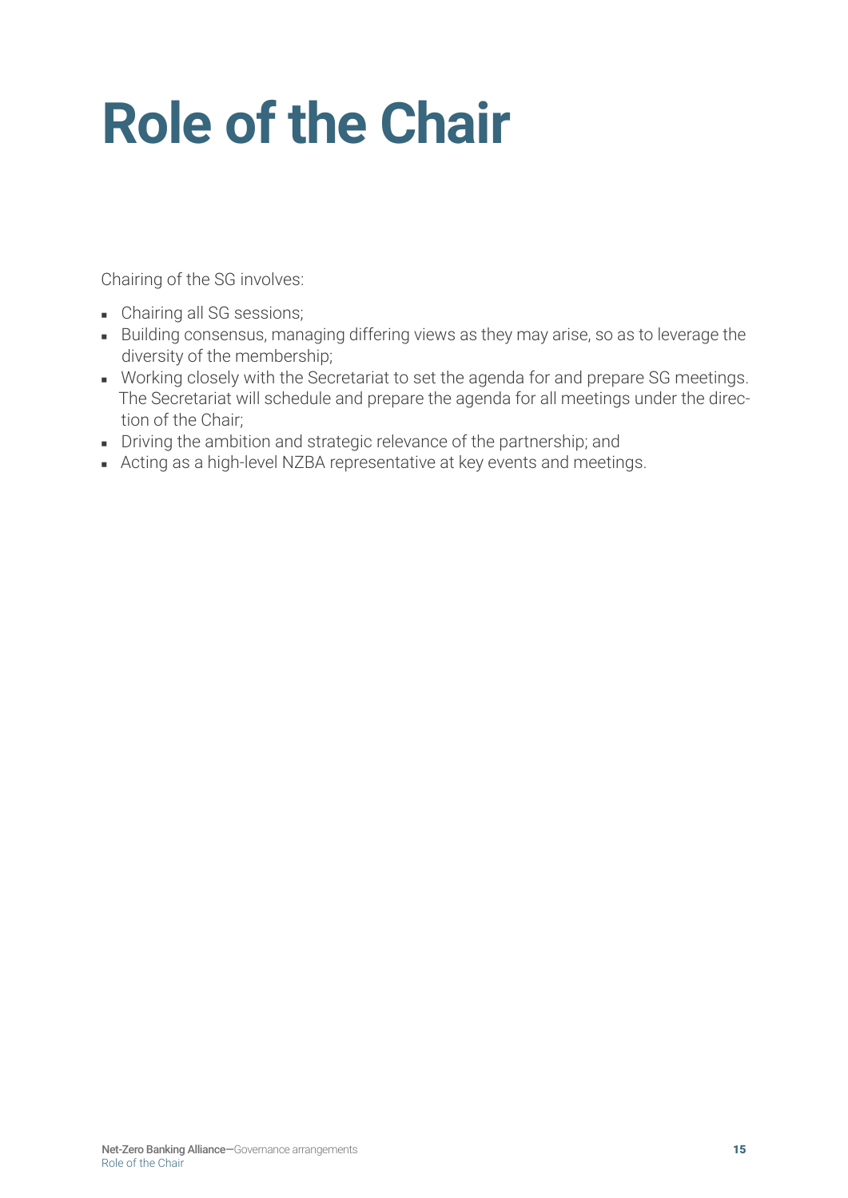# Role of the Chair

Chairing of the SG involves:

- Chairing all SG sessions;
- Building consensus, managing differing views as they may arise, so as to leverage the diversity of the membership;
- Working closely with the Secretariat to set the agenda for and prepare SG meetings. The Secretariat will schedule and prepare the agenda for all meetings under the direction of the Chair;
- Driving the ambition and strategic relevance of the partnership; and
- Acting as a high-level NZBA representative at key events and meetings.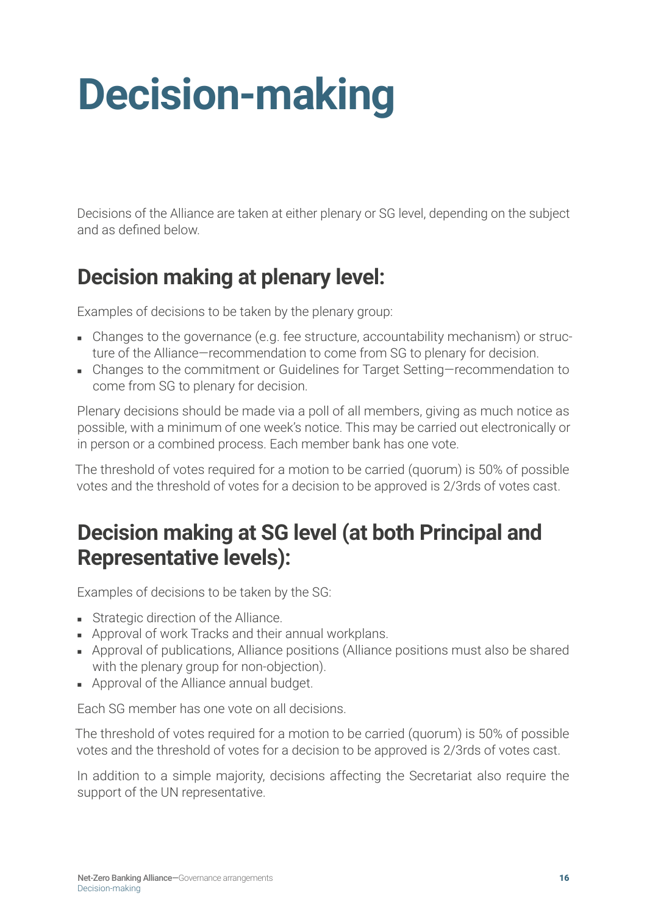# Decision-making

Decisions of the Alliance are taken at either plenary or SG level, depending on the subject and as defined below.

## Decision making at plenary level:

Examples of decisions to be taken by the plenary group:

- Changes to the governance (e.g. fee structure, accountability mechanism) or structure of the Alliance—recommendation to come from SG to plenary for decision.
- Changes to the commitment or Guidelines for Target Setting—recommendation to come from SG to plenary for decision.

Plenary decisions should be made via a poll of all members, giving as much notice as possible, with a minimum of one week's notice. This may be carried out electronically or in person or a combined process. Each member bank has one vote.

The threshold of votes required for a motion to be carried (quorum) is 50% of possible votes and the threshold of votes for a decision to be approved is 2/3rds of votes cast.

## Decision making at SG level (at both Principal and Representative levels):

Examples of decisions to be taken by the SG:

- Strategic direction of the Alliance.
- Approval of work Tracks and their annual workplans.
- Approval of publications, Alliance positions (Alliance positions must also be shared with the plenary group for non-objection).
- Approval of the Alliance annual budget.

Each SG member has one vote on all decisions.

The threshold of votes required for a motion to be carried (quorum) is 50% of possible votes and the threshold of votes for a decision to be approved is 2/3rds of votes cast.

In addition to a simple majority, decisions affecting the Secretariat also require the support of the UN representative.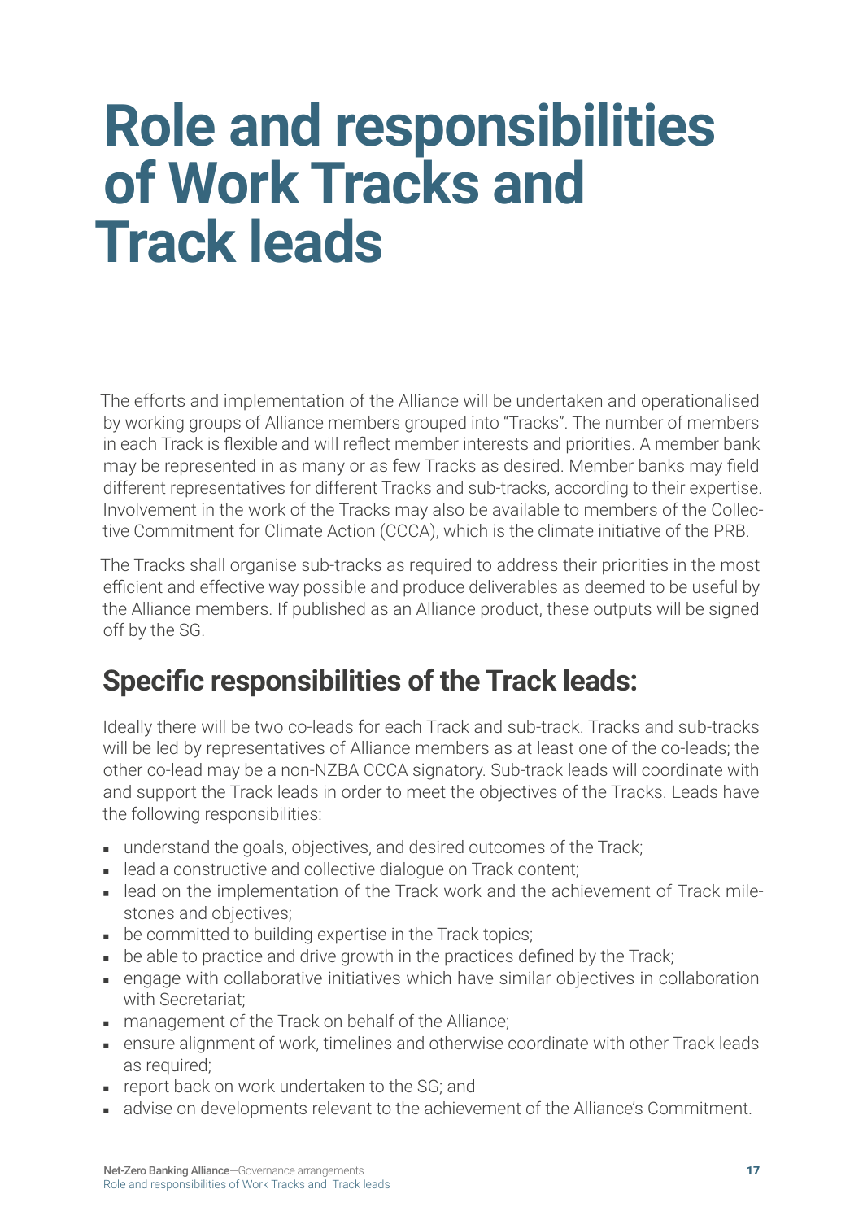# Role and responsibilities of Work Tracks and Track leads

The efforts and implementation of the Alliance will be undertaken and operationalised by working groups of Alliance members grouped into "Tracks". The number of members in each Track is flexible and will reflect member interests and priorities. A member bank may be represented in as many or as few Tracks as desired. Member banks may field different representatives for different Tracks and sub-tracks, according to their expertise. Involvement in the work of the Tracks may also be available to members of the Collective Commitment for Climate Action (CCCA), which is the climate initiative of the PRB.

The Tracks shall organise sub-tracks as required to address their priorities in the most efficient and effective way possible and produce deliverables as deemed to be useful by the Alliance members. If published as an Alliance product, these outputs will be signed off by the SG.

## Specific responsibilities of the Track leads:

Ideally there will be two co-leads for each Track and sub-track. Tracks and sub-tracks will be led by representatives of Alliance members as at least one of the co-leads; the other co-lead may be a non-NZBA CCCA signatory. Sub-track leads will coordinate with and support the Track leads in order to meet the objectives of the Tracks. Leads have the following responsibilities:

- understand the goals, objectives, and desired outcomes of the Track;
- lead a constructive and collective dialogue on Track content;
- lead on the implementation of the Track work and the achievement of Track milestones and objectives;
- be committed to building expertise in the Track topics;
- be able to practice and drive growth in the practices defined by the Track;
- engage with collaborative initiatives which have similar objectives in collaboration with Secretariat;
- management of the Track on behalf of the Alliance;
- ensure alignment of work, timelines and otherwise coordinate with other Track leads as required;
- report back on work undertaken to the SG; and
- advise on developments relevant to the achievement of the Alliance's Commitment.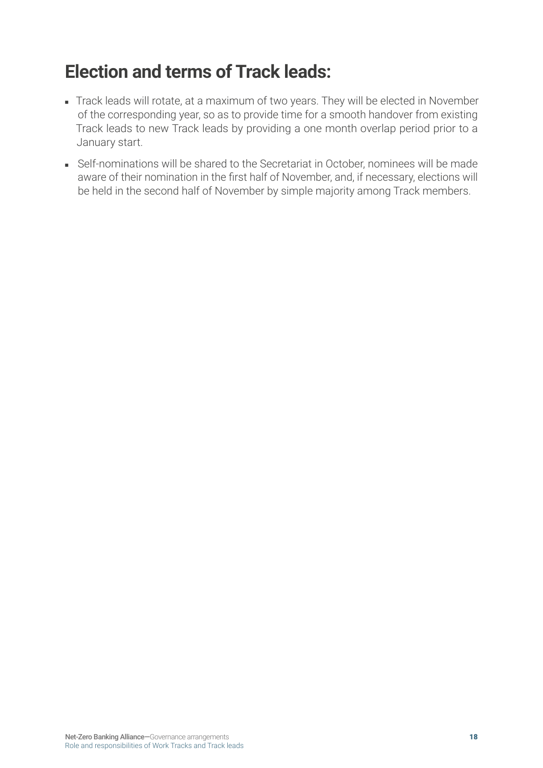# Election and terms of Track leads:

- Track leads will rotate, at a maximum of two years. They will be elected in November of the corresponding year, so as to provide time for a smooth handover from existing Track leads to new Track leads by providing a one month overlap period prior to a January start.
- Self-nominations will be shared to the Secretariat in October, nominees will be made aware of their nomination in the first half of November, and, if necessary, elections will be held in the second half of November by simple majority among Track members.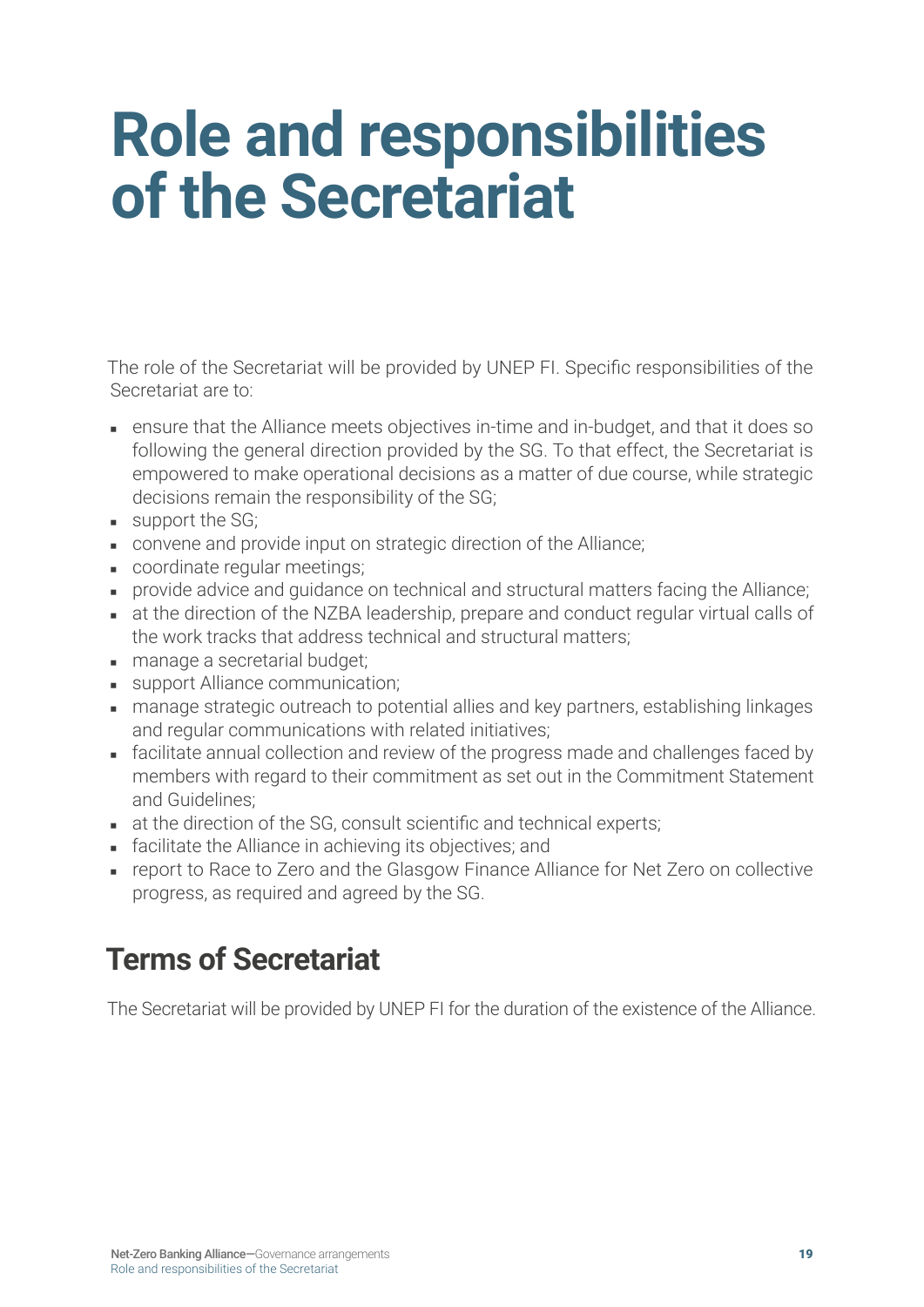# Role and responsibilities of the Secretariat

The role of the Secretariat will be provided by UNEP FI. Specific responsibilities of the Secretariat are to:

- ensure that the Alliance meets objectives in-time and in-budget, and that it does so following the general direction provided by the SG. To that effect, the Secretariat is empowered to make operational decisions as a matter of due course, while strategic decisions remain the responsibility of the SG;
- support the SG;
- convene and provide input on strategic direction of the Alliance;
- coordinate regular meetings;
- provide advice and guidance on technical and structural matters facing the Alliance;
- at the direction of the NZBA leadership, prepare and conduct regular virtual calls of the work tracks that address technical and structural matters;
- manage a secretarial budget;
- support Alliance communication;
- manage strategic outreach to potential allies and key partners, establishing linkages and regular communications with related initiatives;
- facilitate annual collection and review of the progress made and challenges faced by members with regard to their commitment as set out in the Commitment Statement and Guidelines;
- at the direction of the SG, consult scientific and technical experts;
- facilitate the Alliance in achieving its objectives; and
- report to Race to Zero and the Glasgow Finance Alliance for Net Zero on collective progress, as required and agreed by the SG.

## Terms of Secretariat

The Secretariat will be provided by UNEP FI for the duration of the existence of the Alliance.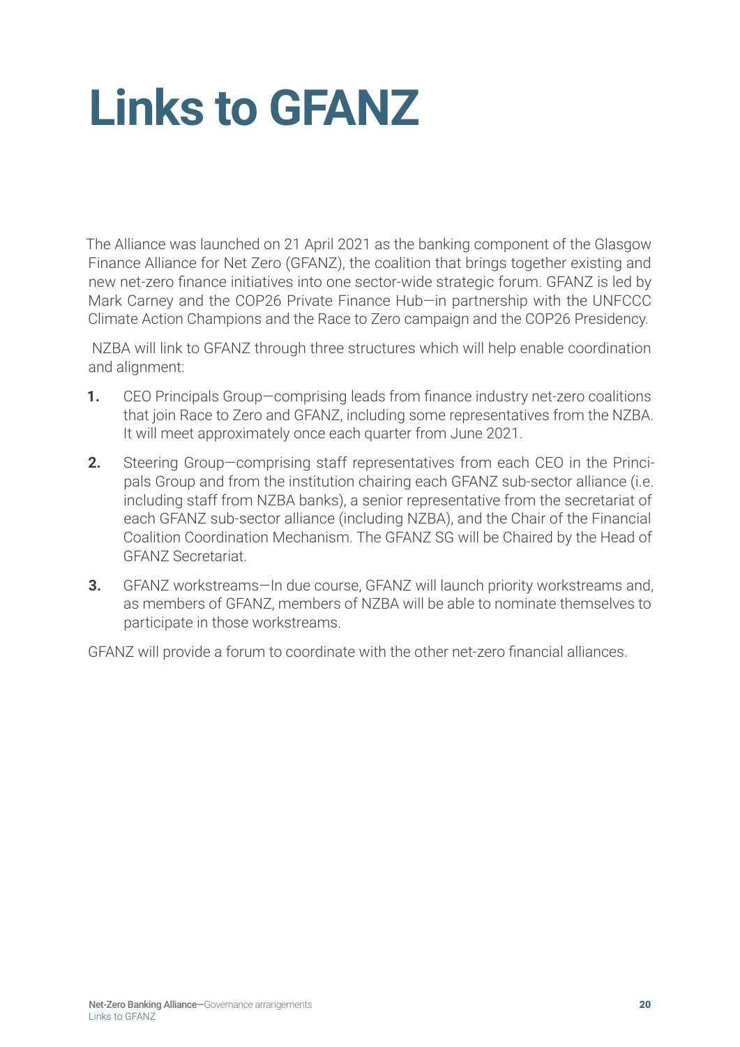# Links to GFANZ

The Alliance was launched on 21 April 2021 as the banking component of the Glasgow Finance Alliance for Net Zero (GFANZ), the coalition that brings together existing and new net-zero finance initiatives into one sector-wide strategic forum. GFANZ is led by Mark Carney and the COP26 Private Finance Hub—in partnership with the UNFCCC Climate Action Champions and the Race to Zero campaign and the COP26 Presidency.

NZBA will link to GFANZ through three structures which will help enable coordination and alignment:

1. CEO Principals Group—comprising leads from finance industry net-zero coalitions that join Race to Zero and GFANZ, including some representatives from the NZBA. It will meet approximately once each quarter from June 2021.
2. Steering Group—comprising staff representatives from each CEO in the Principals Group and from the institution chairing each GFANZ sub-sector alliance (i.e. including staff from NZBA banks), a senior representative from the secretariat of each GFANZ sub-sector alliance (including NZBA), and the Chair of the Financial Coalition Coordination Mechanism. The GFANZ SG will be Chaired by the Head of GFANZ Secretariat.
3. GFANZ workstreams—In due course, GFANZ will launch priority workstreams and, as members of GFANZ, members of NZBA will be able to nominate themselves to participate in those workstreams.

GFANZ will provide a forum to coordinate with the other net-zero financial alliances.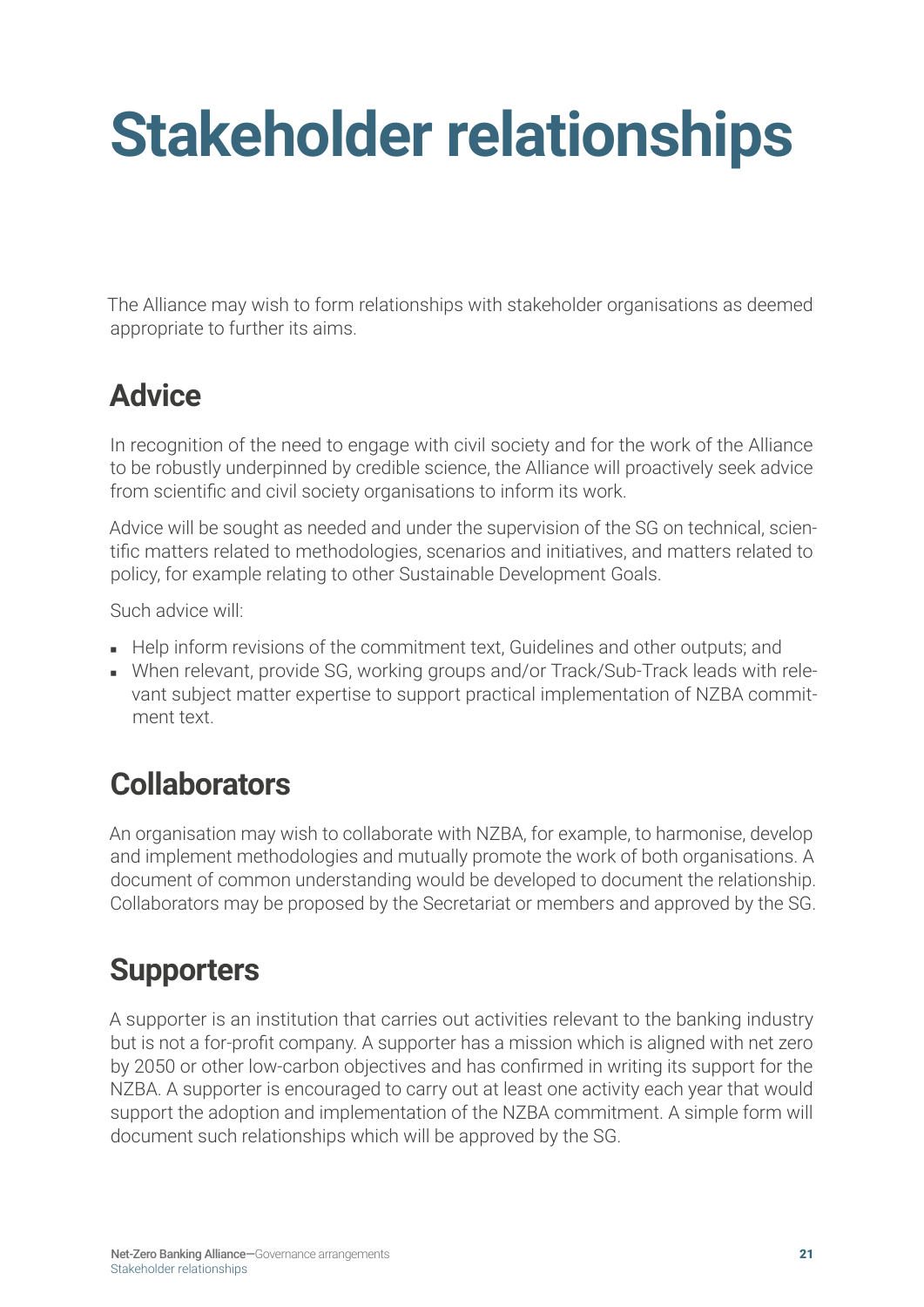# Stakeholder relationships

The Alliance may wish to form relationships with stakeholder organisations as deemed appropriate to further its aims.

## Advice

In recognition of the need to engage with civil society and for the work of the Alliance to be robustly underpinned by credible science, the Alliance will proactively seek advice from scientific and civil society organisations to inform its work.

Advice will be sought as needed and under the supervision of the SG on technical, scientific matters related to methodologies, scenarios and initiatives, and matters related to policy, for example relating to other Sustainable Development Goals.

Such advice will:

- Help inform revisions of the commitment text, Guidelines and other outputs; and
- When relevant, provide SG, working groups and/or Track/Sub-Track leads with relevant subject matter expertise to support practical implementation of NZBA commitment text.

## Collaborators

An organisation may wish to collaborate with NZBA, for example, to harmonise, develop and implement methodologies and mutually promote the work of both organisations. A document of common understanding would be developed to document the relationship. Collaborators may be proposed by the Secretariat or members and approved by the SG.

## Supporters

A supporter is an institution that carries out activities relevant to the banking industry but is not a for-profit company. A supporter has a mission which is aligned with net zero by 2050 or other low-carbon objectives and has confirmed in writing its support for the NZBA. A supporter is encouraged to carry out at least one activity each year that would support the adoption and implementation of the NZBA commitment. A simple form will document such relationships which will be approved by the SG.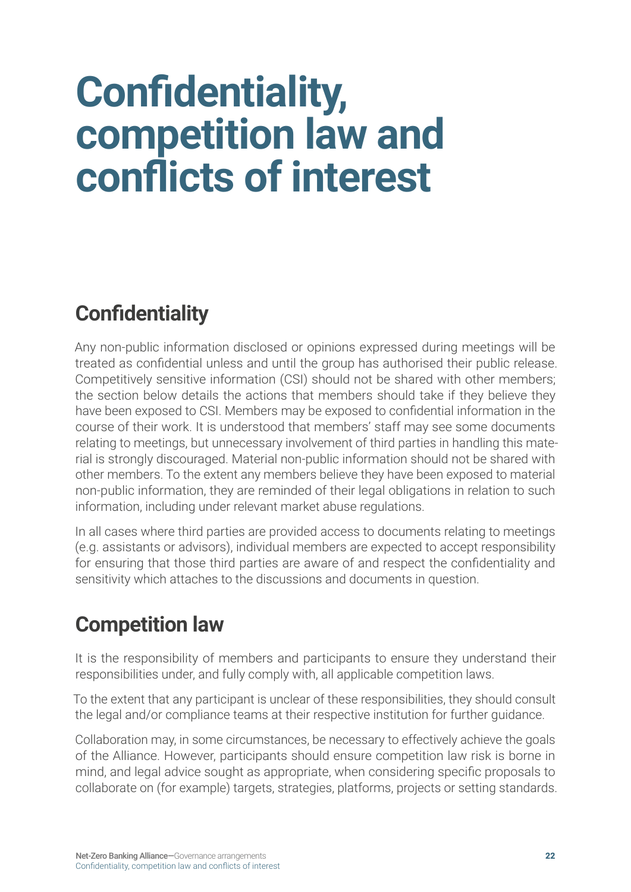# Confidentiality, competition law and conflicts of interest

## Confidentiality

Any non-public information disclosed or opinions expressed during meetings will be treated as confidential unless and until the group has authorised their public release. Competitively sensitive information (CSI) should not be shared with other members; the section below details the actions that members should take if they believe they have been exposed to CSI. Members may be exposed to confidential information in the course of their work. It is understood that members' staff may see some documents relating to meetings, but unnecessary involvement of third parties in handling this material is strongly discouraged. Material non-public information should not be shared with other members. To the extent any members believe they have been exposed to material non-public information, they are reminded of their legal obligations in relation to such information, including under relevant market abuse regulations.

In all cases where third parties are provided access to documents relating to meetings (e.g. assistants or advisors), individual members are expected to accept responsibility for ensuring that those third parties are aware of and respect the confidentiality and sensitivity which attaches to the discussions and documents in question.

## Competition law

It is the responsibility of members and participants to ensure they understand their responsibilities under, and fully comply with, all applicable competition laws.

To the extent that any participant is unclear of these responsibilities, they should consult the legal and/or compliance teams at their respective institution for further guidance.

Collaboration may, in some circumstances, be necessary to effectively achieve the goals of the Alliance. However, participants should ensure competition law risk is borne in mind, and legal advice sought as appropriate, when considering specific proposals to collaborate on (for example) targets, strategies, platforms, projects or setting standards.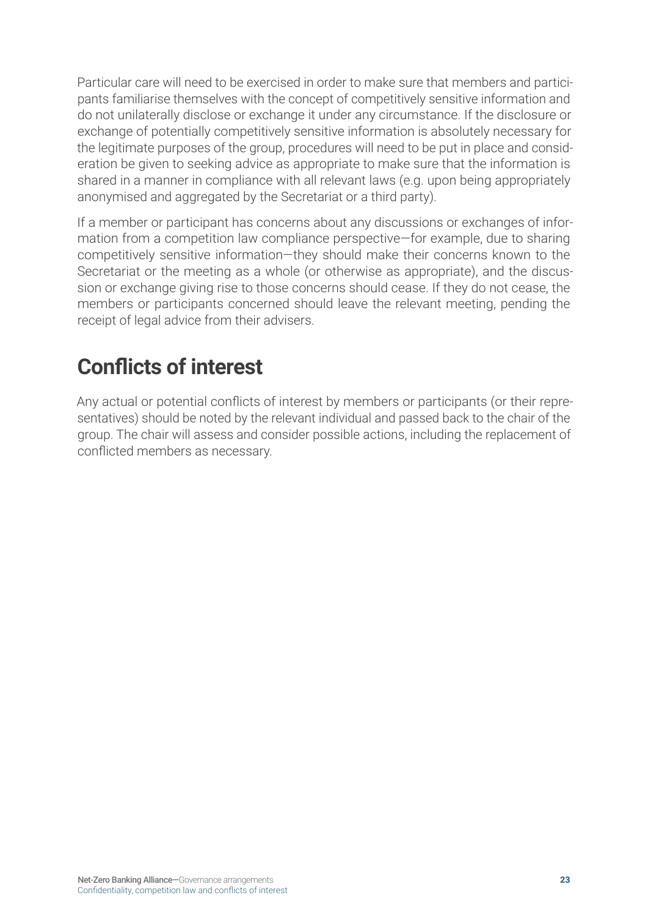Particular care will need to be exercised in order to make sure that members and participants familiarise themselves with the concept of competitively sensitive information and do not unilaterally disclose or exchange it under any circumstance. If the disclosure or exchange of potentially competitively sensitive information is absolutely necessary for the legitimate purposes of the group, procedures will need to be put in place and consideration be given to seeking advice as appropriate to make sure that the information is shared in a manner in compliance with all relevant laws (e.g. upon being appropriately anonymised and aggregated by the Secretariat or a third party).

If a member or participant has concerns about any discussions or exchanges of information from a competition law compliance perspective—for example, due to sharing competitively sensitive information—they should make their concerns known to the Secretariat or the meeting as a whole (or otherwise as appropriate), and the discussion or exchange giving rise to those concerns should cease. If they do not cease, the members or participants concerned should leave the relevant meeting, pending the receipt of legal advice from their advisers.

## Conflicts of interest

Any actual or potential conflicts of interest by members or participants (or their representatives) should be noted by the relevant individual and passed back to the chair of the group. The chair will assess and consider possible actions, including the replacement of conflicted members as necessary.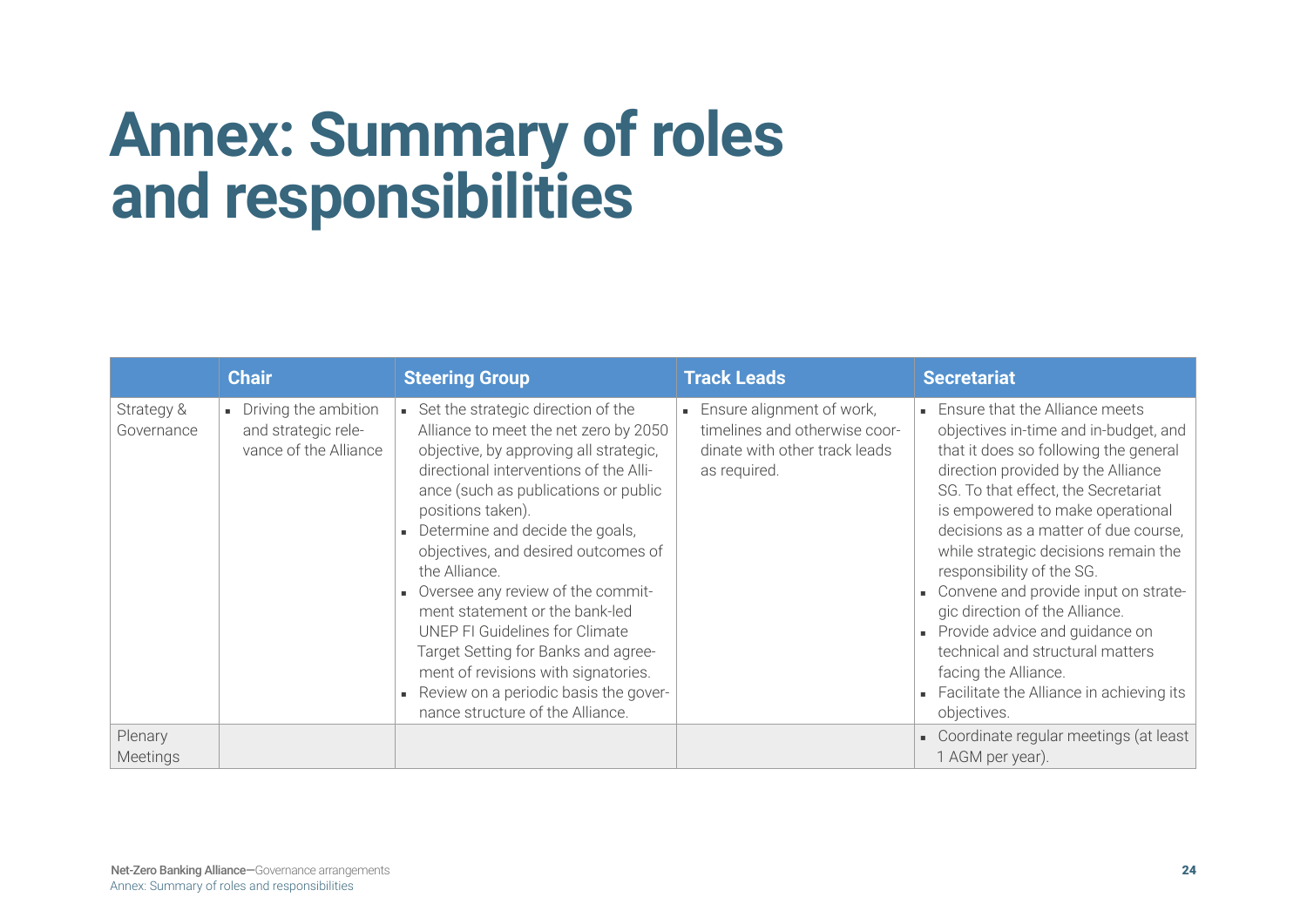# Annex: Summary of roles and responsibilities

| | Chair | Steering Group | Track Leads | Secretariat |
|---|---|---|---|---|
| Strategy & Governance | ▪ Driving the ambition and strategic relevance of the Alliance | ▪ Set the strategic direction of the Alliance to meet the net zero by 2050 objective, by approving all strategic, directional interventions of the Alliance (such as publications or public positions taken).<br>▪ Determine and decide the goals, objectives, and desired outcomes of the Alliance.<br>▪ Oversee any review of the commitment statement or the bank-led UNEP FI Guidelines for Climate Target Setting for Banks and agreement of revisions with signatories.<br>▪ Review on a periodic basis the governance structure of the Alliance. | ▪ Ensure alignment of work, timelines and otherwise coordinate with other track leads as required. | ▪ Ensure that the Alliance meets objectives in-time and in-budget, and that it does so following the general direction provided by the Alliance SG. To that effect, the Secretariat is empowered to make operational decisions as a matter of due course, while strategic decisions remain the responsibility of the SG.<br>▪ Convene and provide input on strategic direction of the Alliance.<br>▪ Provide advice and guidance on technical and structural matters facing the Alliance.<br>▪ Facilitate the Alliance in achieving its objectives. |
| Plenary Meetings | | | | ▪ Coordinate regular meetings (at least 1 AGM per year). |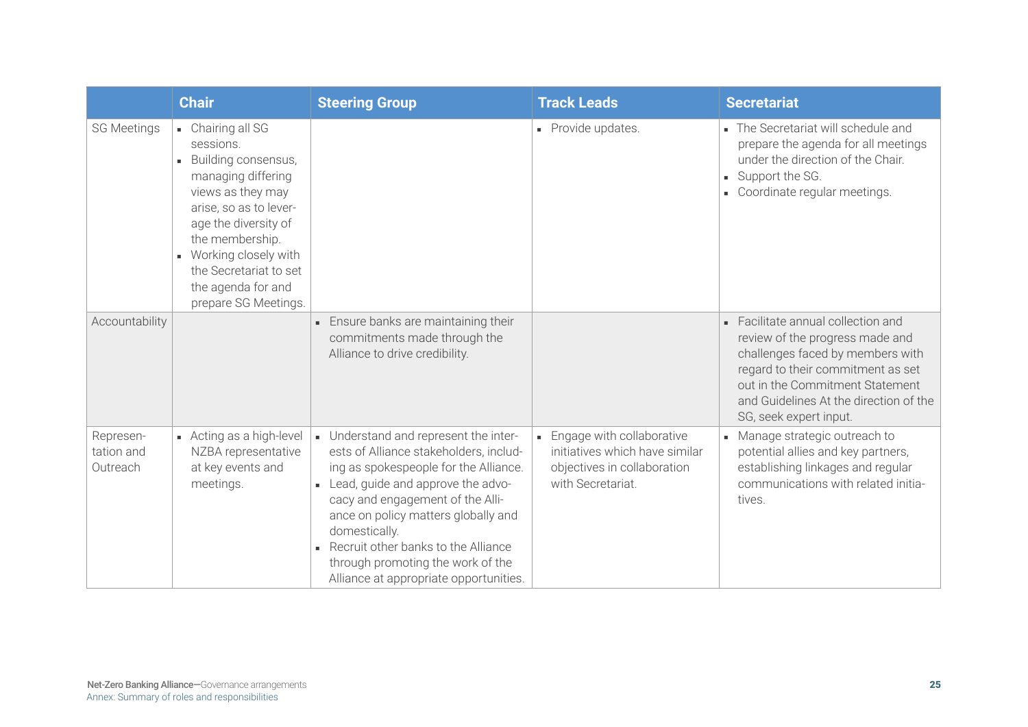| | Chair | Steering Group | Track Leads | Secretariat |
|---|---|---|---|---|
| SG Meetings | ▪ Chairing all SG sessions.<br>▪ Building consensus, managing differing views as they may arise, so as to leverage the diversity of the membership.<br>▪ Working closely with the Secretariat to set the agenda for and prepare SG Meetings. | | ▪ Provide updates. | ▪ The Secretariat will schedule and prepare the agenda for all meetings under the direction of the Chair.<br>▪ Support the SG.<br>▪ Coordinate regular meetings. |
| Accountability | | ▪ Ensure banks are maintaining their commitments made through the Alliance to drive credibility. | | ▪ Facilitate annual collection and review of the progress made and challenges faced by members with regard to their commitment as set out in the Commitment Statement and Guidelines At the direction of the SG, seek expert input. |
| Representation and Outreach | ▪ Acting as a high-level NZBA representative at key events and meetings. | ▪ Understand and represent the interests of Alliance stakeholders, including as spokespeople for the Alliance.<br>▪ Lead, guide and approve the advocacy and engagement of the Alliance on policy matters globally and domestically.<br>▪ Recruit other banks to the Alliance through promoting the work of the Alliance at appropriate opportunities. | ▪ Engage with collaborative initiatives which have similar objectives in collaboration with Secretariat. | ▪ Manage strategic outreach to potential allies and key partners, establishing linkages and regular communications with related initiatives. |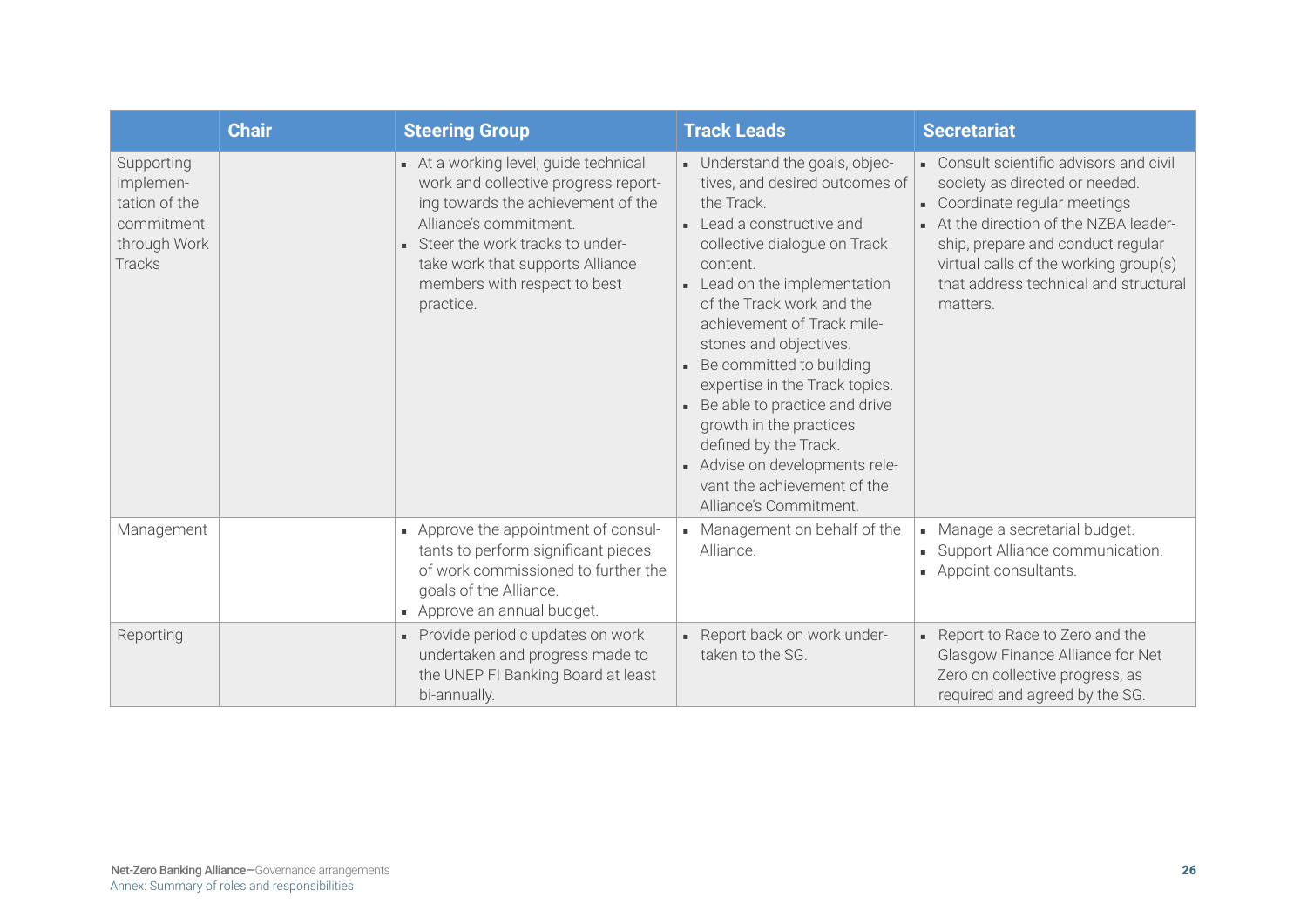| | Chair | Steering Group | Track Leads | Secretariat |
|---|---|---|---|---|
| Supporting implementation of the commitment through Work Tracks | | • At a working level, guide technical work and collective progress reporting towards the achievement of the Alliance's commitment.<br>• Steer the work tracks to undertake work that supports Alliance members with respect to best practice. | • Understand the goals, objectives, and desired outcomes of the Track.<br>• Lead a constructive and collective dialogue on Track content.<br>• Lead on the implementation of the Track work and the achievement of Track milestones and objectives.<br>• Be committed to building expertise in the Track topics.<br>• Be able to practice and drive growth in the practices defined by the Track.<br>• Advise on developments relevant the achievement of the Alliance's Commitment. | • Consult scientific advisors and civil society as directed or needed.<br>• Coordinate regular meetings<br>• At the direction of the NZBA leadership, prepare and conduct regular virtual calls of the working group(s) that address technical and structural matters. |
| Management | | • Approve the appointment of consultants to perform significant pieces of work commissioned to further the goals of the Alliance.<br>• Approve an annual budget. | • Management on behalf of the Alliance. | • Manage a secretarial budget.<br>• Support Alliance communication.<br>• Appoint consultants. |
| Reporting | | • Provide periodic updates on work undertaken and progress made to the UNEP FI Banking Board at least bi-annually. | • Report back on work undertaken to the SG. | • Report to Race to Zero and the Glasgow Finance Alliance for Net Zero on collective progress, as required and agreed by the SG. |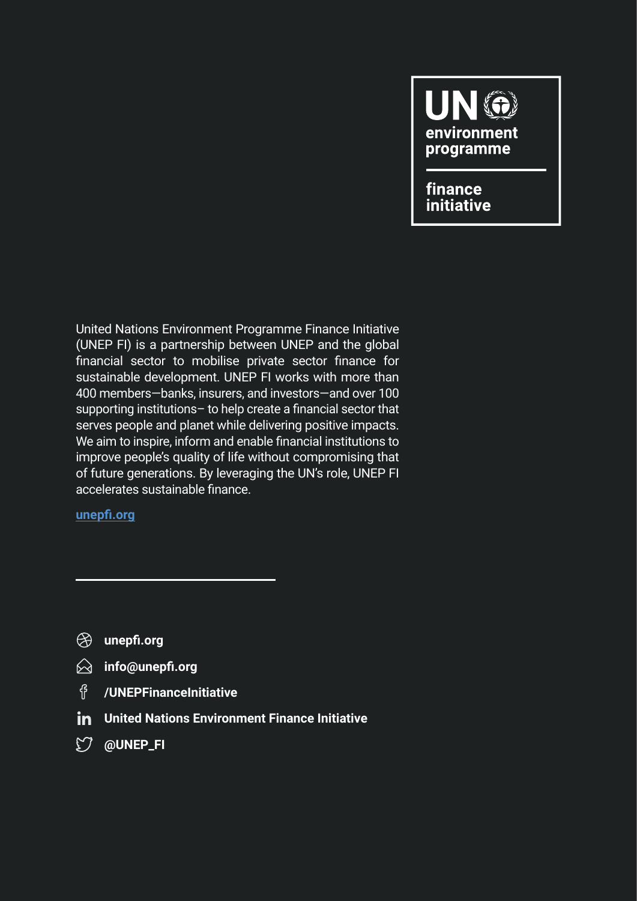UN environment programme

finance initiative

United Nations Environment Programme Finance Initiative (UNEP FI) is a partnership between UNEP and the global financial sector to mobilise private sector finance for sustainable development. UNEP FI works with more than 400 members—banks, insurers, and investors—and over 100 supporting institutions– to help create a financial sector that serves people and planet while delivering positive impacts. We aim to inspire, inform and enable financial institutions to improve people's quality of life without compromising that of future generations. By leveraging the UN's role, UNEP FI accelerates sustainable finance.

[unepfi.org](https://unepfi.org)

**unepfi.org**

**info@unepfi.org**

**/UNEPFinanceInitiative**

**United Nations Environment Finance Initiative**

**@UNEP_FI**